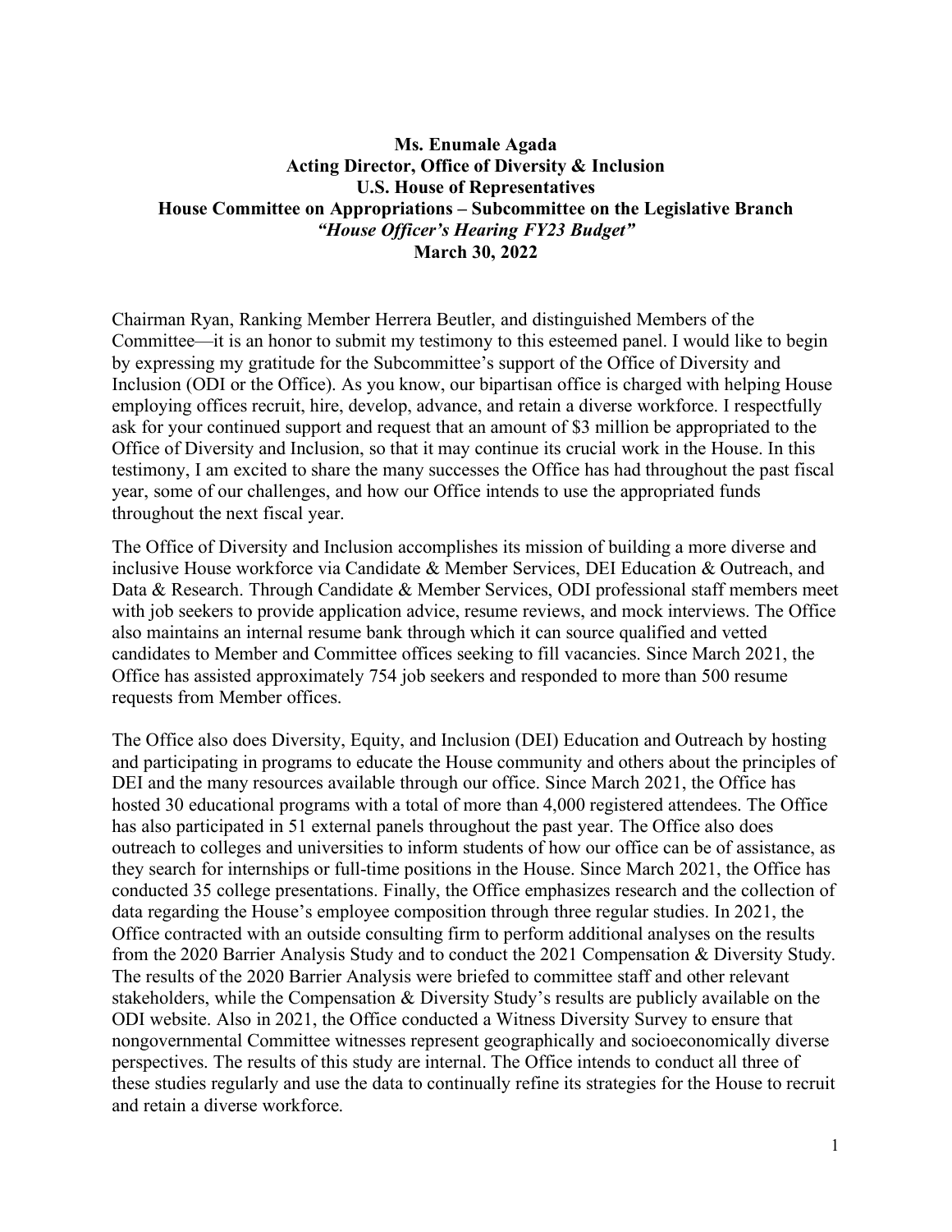**Ms. Enumale Agada**
**Acting Director, Office of Diversity & Inclusion**
**U.S. House of Representatives**
**House Committee on Appropriations – Subcommittee on the Legislative Branch**
***"House Officer's Hearing FY23 Budget"***
**March 30, 2022**

Chairman Ryan, Ranking Member Herrera Beutler, and distinguished Members of the Committee—it is an honor to submit my testimony to this esteemed panel. I would like to begin by expressing my gratitude for the Subcommittee's support of the Office of Diversity and Inclusion (ODI or the Office). As you know, our bipartisan office is charged with helping House employing offices recruit, hire, develop, advance, and retain a diverse workforce. I respectfully ask for your continued support and request that an amount of $3 million be appropriated to the Office of Diversity and Inclusion, so that it may continue its crucial work in the House. In this testimony, I am excited to share the many successes the Office has had throughout the past fiscal year, some of our challenges, and how our Office intends to use the appropriated funds throughout the next fiscal year.

The Office of Diversity and Inclusion accomplishes its mission of building a more diverse and inclusive House workforce via Candidate & Member Services, DEI Education & Outreach, and Data & Research. Through Candidate & Member Services, ODI professional staff members meet with job seekers to provide application advice, resume reviews, and mock interviews. The Office also maintains an internal resume bank through which it can source qualified and vetted candidates to Member and Committee offices seeking to fill vacancies. Since March 2021, the Office has assisted approximately 754 job seekers and responded to more than 500 resume requests from Member offices.

The Office also does Diversity, Equity, and Inclusion (DEI) Education and Outreach by hosting and participating in programs to educate the House community and others about the principles of DEI and the many resources available through our office. Since March 2021, the Office has hosted 30 educational programs with a total of more than 4,000 registered attendees. The Office has also participated in 51 external panels throughout the past year. The Office also does outreach to colleges and universities to inform students of how our office can be of assistance, as they search for internships or full-time positions in the House. Since March 2021, the Office has conducted 35 college presentations. Finally, the Office emphasizes research and the collection of data regarding the House's employee composition through three regular studies. In 2021, the Office contracted with an outside consulting firm to perform additional analyses on the results from the 2020 Barrier Analysis Study and to conduct the 2021 Compensation & Diversity Study. The results of the 2020 Barrier Analysis were briefed to committee staff and other relevant stakeholders, while the Compensation & Diversity Study's results are publicly available on the ODI website. Also in 2021, the Office conducted a Witness Diversity Survey to ensure that nongovernmental Committee witnesses represent geographically and socioeconomically diverse perspectives. The results of this study are internal. The Office intends to conduct all three of these studies regularly and use the data to continually refine its strategies for the House to recruit and retain a diverse workforce.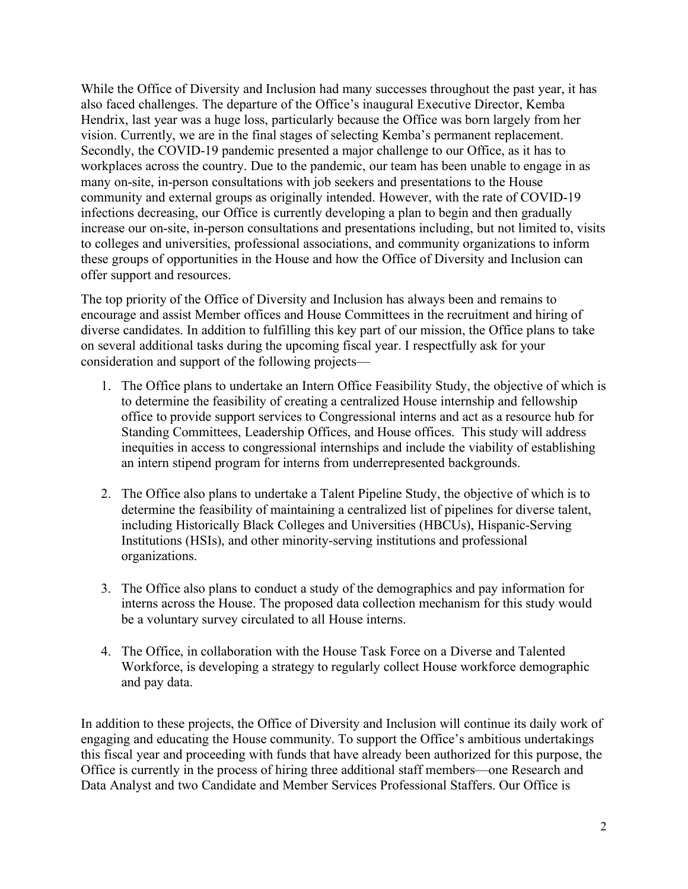While the Office of Diversity and Inclusion had many successes throughout the past year, it has also faced challenges. The departure of the Office's inaugural Executive Director, Kemba Hendrix, last year was a huge loss, particularly because the Office was born largely from her vision. Currently, we are in the final stages of selecting Kemba's permanent replacement. Secondly, the COVID-19 pandemic presented a major challenge to our Office, as it has to workplaces across the country. Due to the pandemic, our team has been unable to engage in as many on-site, in-person consultations with job seekers and presentations to the House community and external groups as originally intended. However, with the rate of COVID-19 infections decreasing, our Office is currently developing a plan to begin and then gradually increase our on-site, in-person consultations and presentations including, but not limited to, visits to colleges and universities, professional associations, and community organizations to inform these groups of opportunities in the House and how the Office of Diversity and Inclusion can offer support and resources.

The top priority of the Office of Diversity and Inclusion has always been and remains to encourage and assist Member offices and House Committees in the recruitment and hiring of diverse candidates. In addition to fulfilling this key part of our mission, the Office plans to take on several additional tasks during the upcoming fiscal year. I respectfully ask for your consideration and support of the following projects—

1. The Office plans to undertake an Intern Office Feasibility Study, the objective of which is to determine the feasibility of creating a centralized House internship and fellowship office to provide support services to Congressional interns and act as a resource hub for Standing Committees, Leadership Offices, and House offices. This study will address inequities in access to congressional internships and include the viability of establishing an intern stipend program for interns from underrepresented backgrounds.

2. The Office also plans to undertake a Talent Pipeline Study, the objective of which is to determine the feasibility of maintaining a centralized list of pipelines for diverse talent, including Historically Black Colleges and Universities (HBCUs), Hispanic-Serving Institutions (HSIs), and other minority-serving institutions and professional organizations.

3. The Office also plans to conduct a study of the demographics and pay information for interns across the House. The proposed data collection mechanism for this study would be a voluntary survey circulated to all House interns.

4. The Office, in collaboration with the House Task Force on a Diverse and Talented Workforce, is developing a strategy to regularly collect House workforce demographic and pay data.

In addition to these projects, the Office of Diversity and Inclusion will continue its daily work of engaging and educating the House community. To support the Office's ambitious undertakings this fiscal year and proceeding with funds that have already been authorized for this purpose, the Office is currently in the process of hiring three additional staff members—one Research and Data Analyst and two Candidate and Member Services Professional Staffers. Our Office is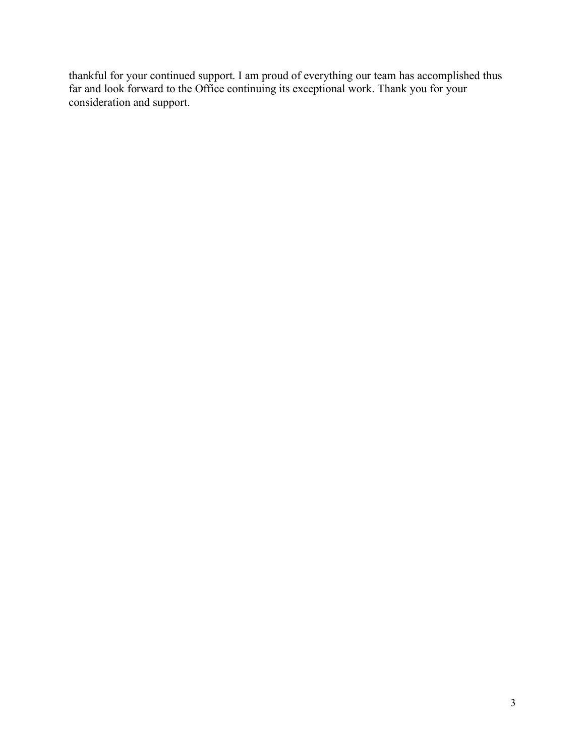thankful for your continued support. I am proud of everything our team has accomplished thus far and look forward to the Office continuing its exceptional work. Thank you for your consideration and support.